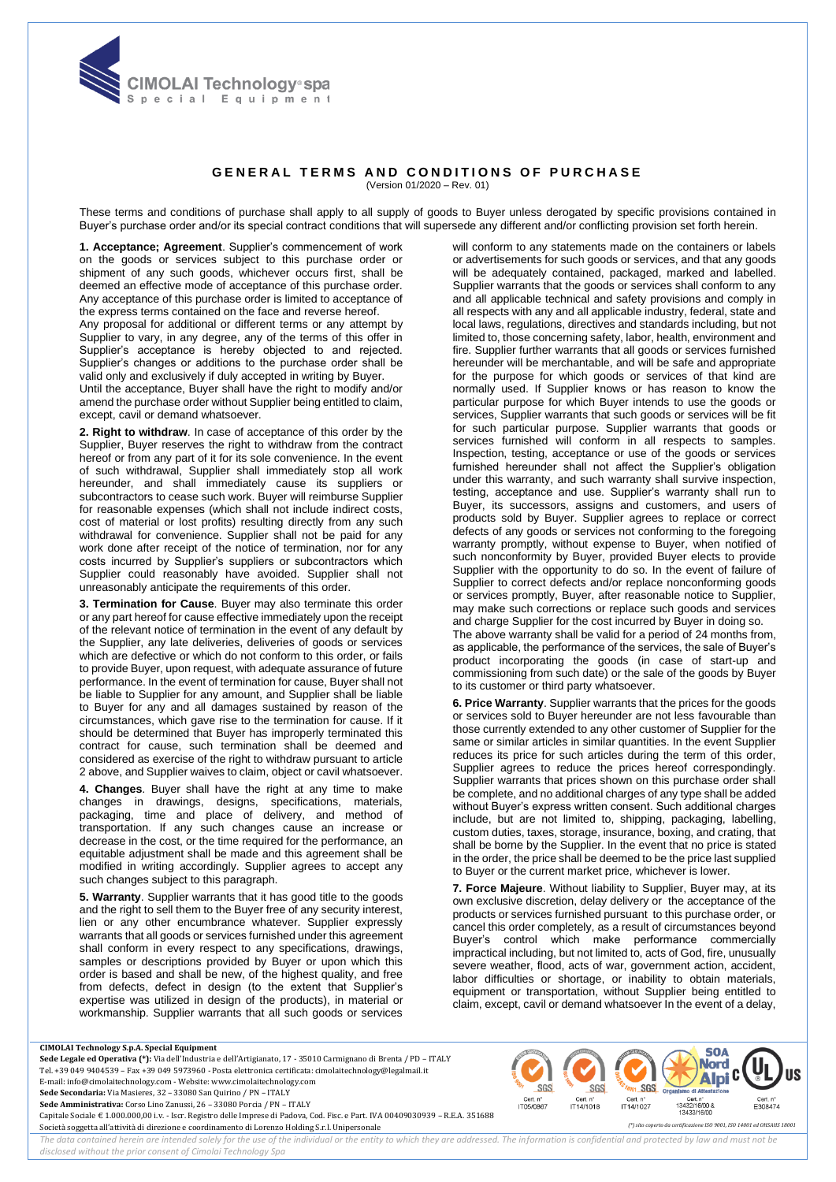# GENERAL TERMS AND CONDITIONS OF PURCHASE

(Version 01/2020 – Rev. 01)

These terms and conditions of purchase shall apply to all supply of goods to Buyer unless derogated by specific provisions contained in Buyer's purchase order and/or its special contract conditions that will supersede any different and/or conflicting provision set forth herein.

**1. Acceptance; Agreement**. Supplier's commencement of work on the goods or services subject to this purchase order or shipment of any such goods, whichever occurs first, shall be deemed an effective mode of acceptance of this purchase order. Any acceptance of this purchase order is limited to acceptance of the express terms contained on the face and reverse hereof.
Any proposal for additional or different terms or any attempt by Supplier to vary, in any degree, any of the terms of this offer in Supplier's acceptance is hereby objected to and rejected. Supplier's changes or additions to the purchase order shall be valid only and exclusively if duly accepted in writing by Buyer.
Until the acceptance, Buyer shall have the right to modify and/or amend the purchase order without Supplier being entitled to claim, except, cavil or demand whatsoever.

**2. Right to withdraw**. In case of acceptance of this order by the Supplier, Buyer reserves the right to withdraw from the contract hereof or from any part of it for its sole convenience. In the event of such withdrawal, Supplier shall immediately stop all work hereunder, and shall immediately cause its suppliers or subcontractors to cease such work. Buyer will reimburse Supplier for reasonable expenses (which shall not include indirect costs, cost of material or lost profits) resulting directly from any such withdrawal for convenience. Supplier shall not be paid for any work done after receipt of the notice of termination, nor for any costs incurred by Supplier's suppliers or subcontractors which Supplier could reasonably have avoided. Supplier shall not unreasonably anticipate the requirements of this order.

**3. Termination for Cause**. Buyer may also terminate this order or any part hereof for cause effective immediately upon the receipt of the relevant notice of termination in the event of any default by the Supplier, any late deliveries, deliveries of goods or services which are defective or which do not conform to this order, or fails to provide Buyer, upon request, with adequate assurance of future performance. In the event of termination for cause, Buyer shall not be liable to Supplier for any amount, and Supplier shall be liable to Buyer for any and all damages sustained by reason of the circumstances, which gave rise to the termination for cause. If it should be determined that Buyer has improperly terminated this contract for cause, such termination shall be deemed and considered as exercise of the right to withdraw pursuant to article 2 above, and Supplier waives to claim, object or cavil whatsoever.

**4. Changes**. Buyer shall have the right at any time to make changes in drawings, designs, specifications, materials, packaging, time and place of delivery, and method of transportation. If any such changes cause an increase or decrease in the cost, or the time required for the performance, an equitable adjustment shall be made and this agreement shall be modified in writing accordingly. Supplier agrees to accept any such changes subject to this paragraph.

**5. Warranty**. Supplier warrants that it has good title to the goods and the right to sell them to the Buyer free of any security interest, lien or any other encumbrance whatever. Supplier expressly warrants that all goods or services furnished under this agreement shall conform in every respect to any specifications, drawings, samples or descriptions provided by Buyer or upon which this order is based and shall be new, of the highest quality, and free from defects, defect in design (to the extent that Supplier's expertise was utilized in design of the products), in material or workmanship. Supplier warrants that all such goods or services will conform to any statements made on the containers or labels or advertisements for such goods or services, and that any goods will be adequately contained, packaged, marked and labelled. Supplier warrants that the goods or services shall conform to any and all applicable technical and safety provisions and comply in all respects with any and all applicable industry, federal, state and local laws, regulations, directives and standards including, but not limited to, those concerning safety, labor, health, environment and fire. Supplier further warrants that all goods or services furnished hereunder will be merchantable, and will be safe and appropriate for the purpose for which goods or services of that kind are normally used. If Supplier knows or has reason to know the particular purpose for which Buyer intends to use the goods or services, Supplier warrants that such goods or services will be fit for such particular purpose. Supplier warrants that goods or services furnished will conform in all respects to samples. Inspection, testing, acceptance or use of the goods or services furnished hereunder shall not affect the Supplier's obligation under this warranty, and such warranty shall survive inspection, testing, acceptance and use. Supplier's warranty shall run to Buyer, its successors, assigns and customers, and users of products sold by Buyer. Supplier agrees to replace or correct defects of any goods or services not conforming to the foregoing warranty promptly, without expense to Buyer, when notified of such nonconformity by Buyer, provided Buyer elects to provide Supplier with the opportunity to do so. In the event of failure of Supplier to correct defects and/or replace nonconforming goods or services promptly, Buyer, after reasonable notice to Supplier, may make such corrections or replace such goods and services and charge Supplier for the cost incurred by Buyer in doing so.
The above warranty shall be valid for a period of 24 months from, as applicable, the performance of the services, the sale of Buyer's product incorporating the goods (in case of start-up and commissioning from such date) or the sale of the goods by Buyer to its customer or third party whatsoever.

**6. Price Warranty**. Supplier warrants that the prices for the goods or services sold to Buyer hereunder are not less favourable than those currently extended to any other customer of Supplier for the same or similar articles in similar quantities. In the event Supplier reduces its price for such articles during the term of this order, Supplier agrees to reduce the prices hereof correspondingly. Supplier warrants that prices shown on this purchase order shall be complete, and no additional charges of any type shall be added without Buyer's express written consent. Such additional charges include, but are not limited to, shipping, packaging, labelling, custom duties, taxes, storage, insurance, boxing, and crating, that shall be borne by the Supplier. In the event that no price is stated in the order, the price shall be deemed to be the price last supplied to Buyer or the current market price, whichever is lower.

**7. Force Majeure**. Without liability to Supplier, Buyer may, at its own exclusive discretion, delay delivery or the acceptance of the products or services furnished pursuant to this purchase order, or cancel this order completely, as a result of circumstances beyond Buyer's control which make performance commercially impractical including, but not limited to, acts of God, fire, unusually severe weather, flood, acts of war, government action, accident, labor difficulties or shortage, or inability to obtain materials, equipment or transportation, without Supplier being entitled to claim, except, cavil or demand whatsoever In the event of a delay,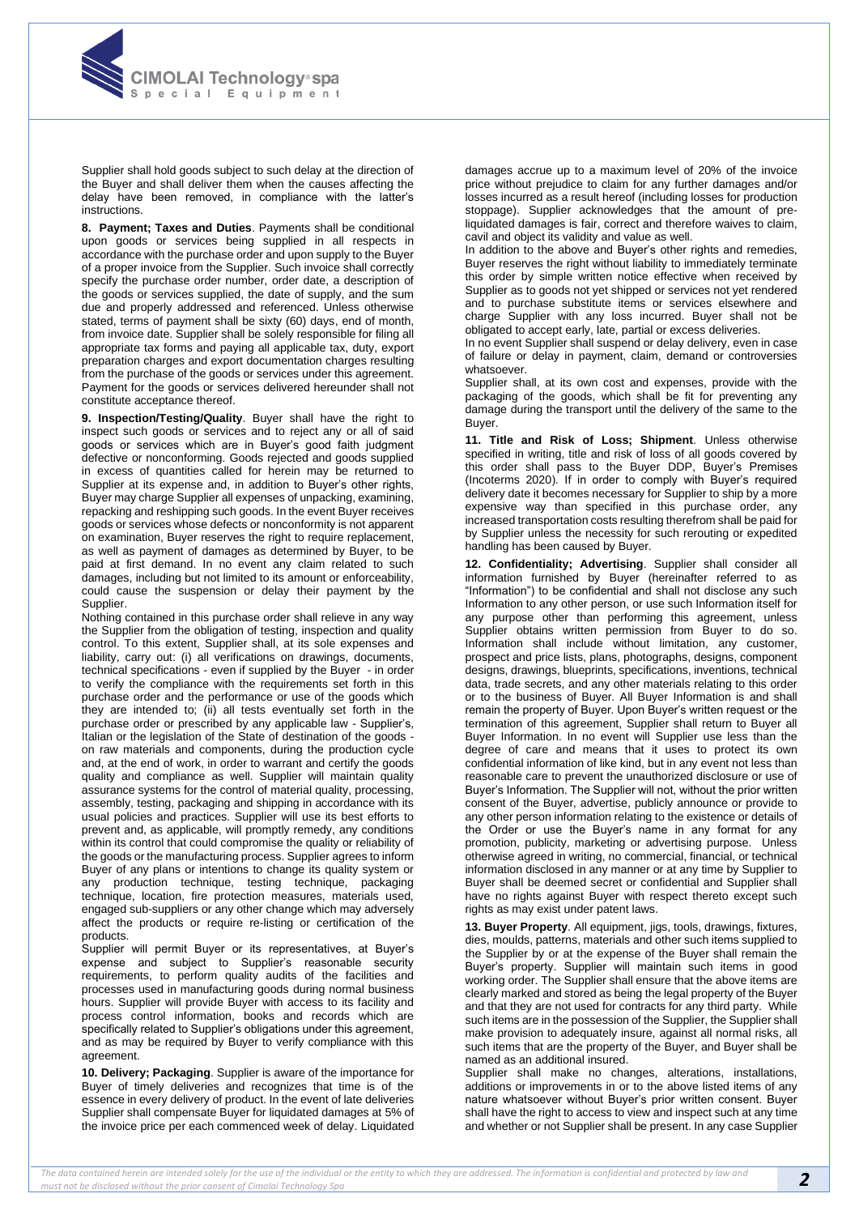Supplier shall hold goods subject to such delay at the direction of the Buyer and shall deliver them when the causes affecting the delay have been removed, in compliance with the latter's instructions.

**8. Payment; Taxes and Duties**. Payments shall be conditional upon goods or services being supplied in all respects in accordance with the purchase order and upon supply to the Buyer of a proper invoice from the Supplier. Such invoice shall correctly specify the purchase order number, order date, a description of the goods or services supplied, the date of supply, and the sum due and properly addressed and referenced. Unless otherwise stated, terms of payment shall be sixty (60) days, end of month, from invoice date. Supplier shall be solely responsible for filing all appropriate tax forms and paying all applicable tax, duty, export preparation charges and export documentation charges resulting from the purchase of the goods or services under this agreement. Payment for the goods or services delivered hereunder shall not constitute acceptance thereof.

**9. Inspection/Testing/Quality**. Buyer shall have the right to inspect such goods or services and to reject any or all of said goods or services which are in Buyer's good faith judgment defective or nonconforming. Goods rejected and goods supplied in excess of quantities called for herein may be returned to Supplier at its expense and, in addition to Buyer's other rights, Buyer may charge Supplier all expenses of unpacking, examining, repacking and reshipping such goods. In the event Buyer receives goods or services whose defects or nonconformity is not apparent on examination, Buyer reserves the right to require replacement, as well as payment of damages as determined by Buyer, to be paid at first demand. In no event any claim related to such damages, including but not limited to its amount or enforceability, could cause the suspension or delay their payment by the Supplier.

Nothing contained in this purchase order shall relieve in any way the Supplier from the obligation of testing, inspection and quality control. To this extent, Supplier shall, at its sole expenses and liability, carry out: (i) all verifications on drawings, documents, technical specifications - even if supplied by the Buyer - in order to verify the compliance with the requirements set forth in this purchase order and the performance or use of the goods which they are intended to; (ii) all tests eventually set forth in the purchase order or prescribed by any applicable law - Supplier's, Italian or the legislation of the State of destination of the goods - on raw materials and components, during the production cycle and, at the end of work, in order to warrant and certify the goods quality and compliance as well. Supplier will maintain quality assurance systems for the control of material quality, processing, assembly, testing, packaging and shipping in accordance with its usual policies and practices. Supplier will use its best efforts to prevent and, as applicable, will promptly remedy, any conditions within its control that could compromise the quality or reliability of the goods or the manufacturing process. Supplier agrees to inform Buyer of any plans or intentions to change its quality system or any production technique, testing technique, packaging technique, location, fire protection measures, materials used, engaged sub-suppliers or any other change which may adversely affect the products or require re-listing or certification of the products.

Supplier will permit Buyer or its representatives, at Buyer's expense and subject to Supplier's reasonable security requirements, to perform quality audits of the facilities and processes used in manufacturing goods during normal business hours. Supplier will provide Buyer with access to its facility and process control information, books and records which are specifically related to Supplier's obligations under this agreement, and as may be required by Buyer to verify compliance with this agreement.

**10. Delivery; Packaging**. Supplier is aware of the importance for Buyer of timely deliveries and recognizes that time is of the essence in every delivery of product. In the event of late deliveries Supplier shall compensate Buyer for liquidated damages at 5% of the invoice price per each commenced week of delay. Liquidated damages accrue up to a maximum level of 20% of the invoice price without prejudice to claim for any further damages and/or losses incurred as a result hereof (including losses for production stoppage). Supplier acknowledges that the amount of pre-liquidated damages is fair, correct and therefore waives to claim, cavil and object its validity and value as well.

In addition to the above and Buyer's other rights and remedies, Buyer reserves the right without liability to immediately terminate this order by simple written notice effective when received by Supplier as to goods not yet shipped or services not yet rendered and to purchase substitute items or services elsewhere and charge Supplier with any loss incurred. Buyer shall not be obligated to accept early, late, partial or excess deliveries.

In no event Supplier shall suspend or delay delivery, even in case of failure or delay in payment, claim, demand or controversies whatsoever.

Supplier shall, at its own cost and expenses, provide with the packaging of the goods, which shall be fit for preventing any damage during the transport until the delivery of the same to the Buyer.

**11. Title and Risk of Loss; Shipment**. Unless otherwise specified in writing, title and risk of loss of all goods covered by this order shall pass to the Buyer DDP, Buyer's Premises (Incoterms 2020). If in order to comply with Buyer's required delivery date it becomes necessary for Supplier to ship by a more expensive way than specified in this purchase order, any increased transportation costs resulting therefrom shall be paid for by Supplier unless the necessity for such rerouting or expedited handling has been caused by Buyer.

**12. Confidentiality; Advertising**. Supplier shall consider all information furnished by Buyer (hereinafter referred to as "Information") to be confidential and shall not disclose any such Information to any other person, or use such Information itself for any purpose other than performing this agreement, unless Supplier obtains written permission from Buyer to do so. Information shall include without limitation, any customer, prospect and price lists, plans, photographs, designs, component designs, drawings, blueprints, specifications, inventions, technical data, trade secrets, and any other materials relating to this order or to the business of Buyer. All Buyer Information is and shall remain the property of Buyer. Upon Buyer's written request or the termination of this agreement, Supplier shall return to Buyer all Buyer Information. In no event will Supplier use less than the degree of care and means that it uses to protect its own confidential information of like kind, but in any event not less than reasonable care to prevent the unauthorized disclosure or use of Buyer's Information. The Supplier will not, without the prior written consent of the Buyer, advertise, publicly announce or provide to any other person information relating to the existence or details of the Order or use the Buyer's name in any format for any promotion, publicity, marketing or advertising purpose. Unless otherwise agreed in writing, no commercial, financial, or technical information disclosed in any manner or at any time by Supplier to Buyer shall be deemed secret or confidential and Supplier shall have no rights against Buyer with respect thereto except such rights as may exist under patent laws.

**13. Buyer Property**. All equipment, jigs, tools, drawings, fixtures, dies, moulds, patterns, materials and other such items supplied to the Supplier by or at the expense of the Buyer shall remain the Buyer's property. Supplier will maintain such items in good working order. The Supplier shall ensure that the above items are clearly marked and stored as being the legal property of the Buyer and that they are not used for contracts for any third party. While such items are in the possession of the Supplier, the Supplier shall make provision to adequately insure, against all normal risks, all such items that are the property of the Buyer, and Buyer shall be named as an additional insured.

Supplier shall make no changes, alterations, installations, additions or improvements in or to the above listed items of any nature whatsoever without Buyer's prior written consent. Buyer shall have the right to access to view and inspect such at any time and whether or not Supplier shall be present. In any case Supplier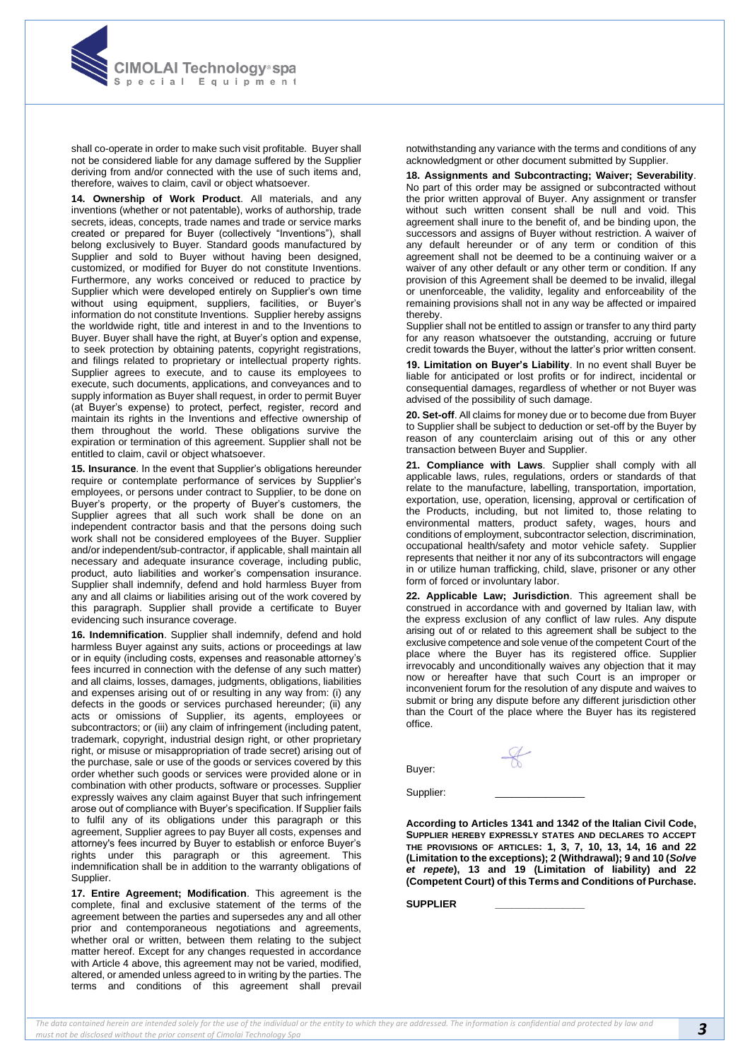shall co-operate in order to make such visit profitable. Buyer shall not be considered liable for any damage suffered by the Supplier deriving from and/or connected with the use of such items and, therefore, waives to claim, cavil or object whatsoever.

**14. Ownership of Work Product**. All materials, and any inventions (whether or not patentable), works of authorship, trade secrets, ideas, concepts, trade names and trade or service marks created or prepared for Buyer (collectively "Inventions"), shall belong exclusively to Buyer. Standard goods manufactured by Supplier and sold to Buyer without having been designed, customized, or modified for Buyer do not constitute Inventions. Furthermore, any works conceived or reduced to practice by Supplier which were developed entirely on Supplier's own time without using equipment, suppliers, facilities, or Buyer's information do not constitute Inventions. Supplier hereby assigns the worldwide right, title and interest in and to the Inventions to Buyer. Buyer shall have the right, at Buyer's option and expense, to seek protection by obtaining patents, copyright registrations, and filings related to proprietary or intellectual property rights. Supplier agrees to execute, and to cause its employees to execute, such documents, applications, and conveyances and to supply information as Buyer shall request, in order to permit Buyer (at Buyer's expense) to protect, perfect, register, record and maintain its rights in the Inventions and effective ownership of them throughout the world. These obligations survive the expiration or termination of this agreement. Supplier shall not be entitled to claim, cavil or object whatsoever.

**15. Insurance**. In the event that Supplier's obligations hereunder require or contemplate performance of services by Supplier's employees, or persons under contract to Supplier, to be done on Buyer's property, or the property of Buyer's customers, the Supplier agrees that all such work shall be done on an independent contractor basis and that the persons doing such work shall not be considered employees of the Buyer. Supplier and/or independent/sub-contractor, if applicable, shall maintain all necessary and adequate insurance coverage, including public, product, auto liabilities and worker's compensation insurance. Supplier shall indemnify, defend and hold harmless Buyer from any and all claims or liabilities arising out of the work covered by this paragraph. Supplier shall provide a certificate to Buyer evidencing such insurance coverage.

**16. Indemnification**. Supplier shall indemnify, defend and hold harmless Buyer against any suits, actions or proceedings at law or in equity (including costs, expenses and reasonable attorney's fees incurred in connection with the defense of any such matter) and all claims, losses, damages, judgments, obligations, liabilities and expenses arising out of or resulting in any way from: (i) any defects in the goods or services purchased hereunder; (ii) any acts or omissions of Supplier, its agents, employees or subcontractors; or (iii) any claim of infringement (including patent, trademark, copyright, industrial design right, or other proprietary right, or misuse or misappropriation of trade secret) arising out of the purchase, sale or use of the goods or services covered by this order whether such goods or services were provided alone or in combination with other products, software or processes. Supplier expressly waives any claim against Buyer that such infringement arose out of compliance with Buyer's specification. If Supplier fails to fulfil any of its obligations under this paragraph or this agreement, Supplier agrees to pay Buyer all costs, expenses and attorney's fees incurred by Buyer to establish or enforce Buyer's rights under this paragraph or this agreement. This indemnification shall be in addition to the warranty obligations of Supplier.

**17. Entire Agreement; Modification**. This agreement is the complete, final and exclusive statement of the terms of the agreement between the parties and supersedes any and all other prior and contemporaneous negotiations and agreements, whether oral or written, between them relating to the subject matter hereof. Except for any changes requested in accordance with Article 4 above, this agreement may not be varied, modified, altered, or amended unless agreed to in writing by the parties. The terms and conditions of this agreement shall prevail notwithstanding any variance with the terms and conditions of any acknowledgment or other document submitted by Supplier.

**18. Assignments and Subcontracting; Waiver; Severability**. No part of this order may be assigned or subcontracted without the prior written approval of Buyer. Any assignment or transfer without such written consent shall be null and void. This agreement shall inure to the benefit of, and be binding upon, the successors and assigns of Buyer without restriction. A waiver of any default hereunder or of any term or condition of this agreement shall not be deemed to be a continuing waiver or a waiver of any other default or any other term or condition. If any provision of this Agreement shall be deemed to be invalid, illegal or unenforceable, the validity, legality and enforceability of the remaining provisions shall not in any way be affected or impaired thereby.

Supplier shall not be entitled to assign or transfer to any third party for any reason whatsoever the outstanding, accruing or future credit towards the Buyer, without the latter's prior written consent.

**19. Limitation on Buyer's Liability**. In no event shall Buyer be liable for anticipated or lost profits or for indirect, incidental or consequential damages, regardless of whether or not Buyer was advised of the possibility of such damage.

**20. Set-off**. All claims for money due or to become due from Buyer to Supplier shall be subject to deduction or set-off by the Buyer by reason of any counterclaim arising out of this or any other transaction between Buyer and Supplier.

**21. Compliance with Laws**. Supplier shall comply with all applicable laws, rules, regulations, orders or standards of that relate to the manufacture, labelling, transportation, importation, exportation, use, operation, licensing, approval or certification of the Products, including, but not limited to, those relating to environmental matters, product safety, wages, hours and conditions of employment, subcontractor selection, discrimination, occupational health/safety and motor vehicle safety. Supplier represents that neither it nor any of its subcontractors will engage in or utilize human trafficking, child, slave, prisoner or any other form of forced or involuntary labor.

**22. Applicable Law; Jurisdiction**. This agreement shall be construed in accordance with and governed by Italian law, with the express exclusion of any conflict of law rules. Any dispute arising out of or related to this agreement shall be subject to the exclusive competence and sole venue of the competent Court of the place where the Buyer has its registered office. Supplier irrevocably and unconditionally waives any objection that it may now or hereafter have that such Court is an improper or inconvenient forum for the resolution of any dispute and waives to submit or bring any dispute before any different jurisdiction other than the Court of the place where the Buyer has its registered office.

Buyer:

Supplier: _______________

**According to Articles 1341 and 1342 of the Italian Civil Code, SUPPLIER HEREBY EXPRESSLY STATES AND DECLARES TO ACCEPT THE PROVISIONS OF ARTICLES: 1, 3, 7, 10, 13, 14, 16 and 22 (Limitation to the exceptions); 2 (Withdrawal); 9 and 10 (*Solve et repete*), 13 and 19 (Limitation of liability) and 22 (Competent Court) of this Terms and Conditions of Purchase.**

**SUPPLIER** _______________